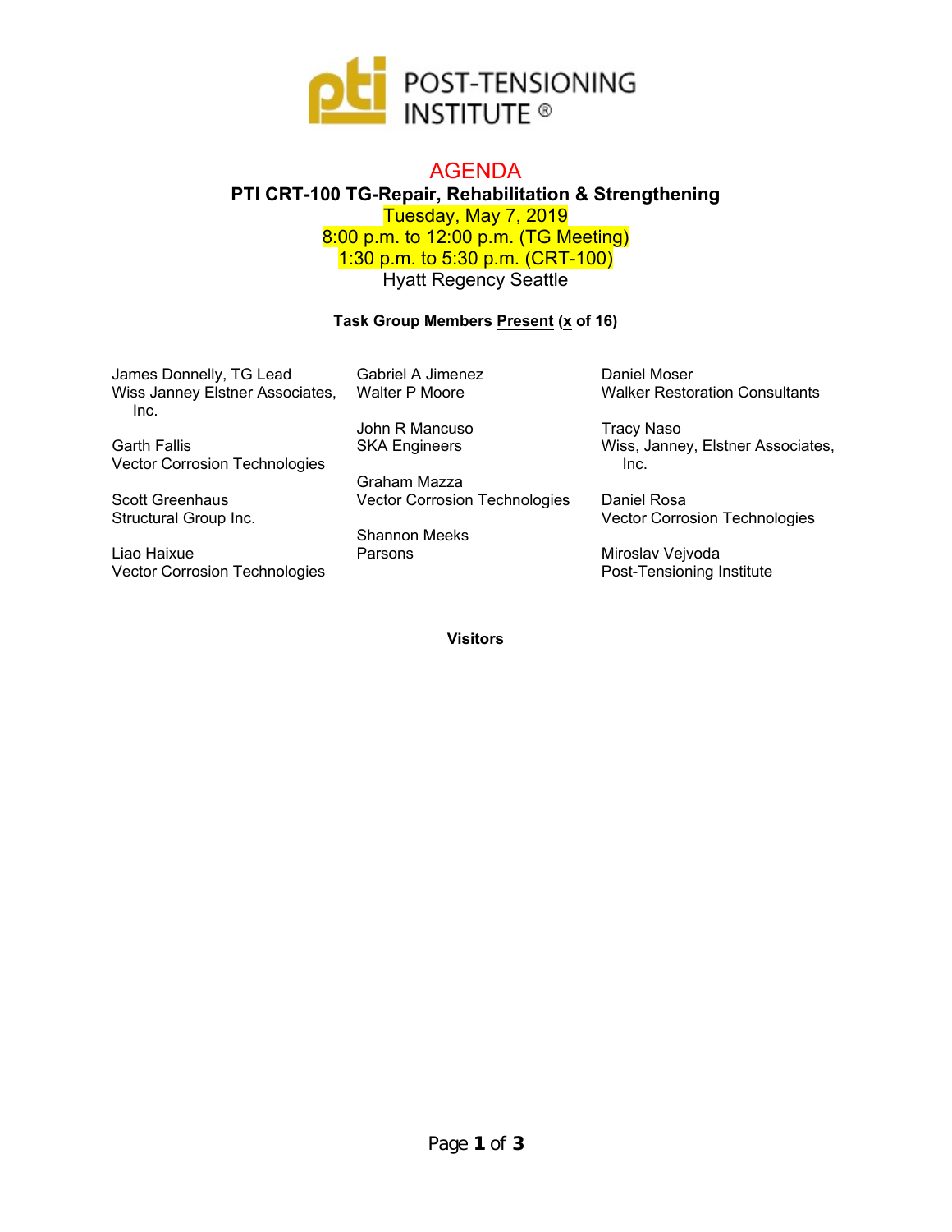POST-TENSIONING INSTITUTE ®

# AGENDA

## PTI CRT-100 TG-Repair, Rehabilitation & Strengthening

Tuesday, May 7, 2019
8:00 p.m. to 12:00 p.m. (TG Meeting)
1:30 p.m. to 5:30 p.m. (CRT-100)
Hyatt Regency Seattle

**Task Group Members Present (x of 16)**

James Donnelly, TG Lead
Wiss Janney Elstner Associates, Inc.

Garth Fallis
Vector Corrosion Technologies

Scott Greenhaus
Structural Group Inc.

Liao Haixue
Vector Corrosion Technologies

Gabriel A Jimenez
Walter P Moore

John R Mancuso
SKA Engineers

Graham Mazza
Vector Corrosion Technologies

Shannon Meeks
Parsons

Daniel Moser
Walker Restoration Consultants

Tracy Naso
Wiss, Janney, Elstner Associates, Inc.

Daniel Rosa
Vector Corrosion Technologies

Miroslav Vejvoda
Post-Tensioning Institute

**Visitors**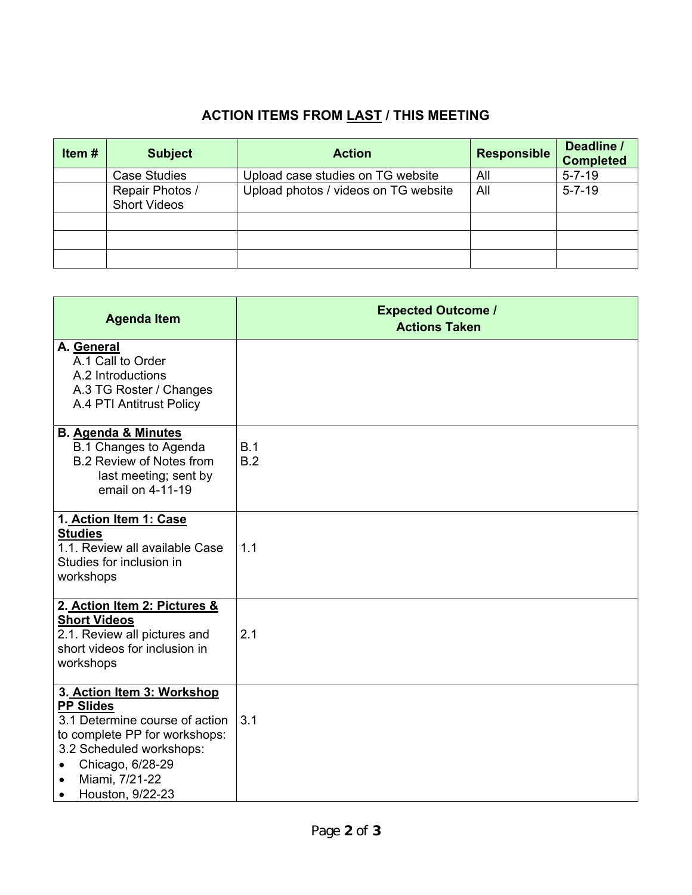## ACTION ITEMS FROM LAST / THIS MEETING

| Item # | Subject | Action | Responsible | Deadline / Completed |
|---|---|---|---|---|
| | Case Studies | Upload case studies on TG website | All | 5-7-19 |
| | Repair Photos / Short Videos | Upload photos / videos on TG website | All | 5-7-19 |
| | | | | |
| | | | | |
| | | | | |

| Agenda Item | Expected Outcome / Actions Taken |
|---|---|
| **A. General**<br>A.1 Call to Order<br>A.2 Introductions<br>A.3 TG Roster / Changes<br>A.4 PTI Antitrust Policy | |
| **B. Agenda & Minutes**<br>B.1 Changes to Agenda<br>B.2 Review of Notes from last meeting; sent by email on 4-11-19 | B.1<br>B.2 |
| **1. Action Item 1: Case Studies**<br>1.1. Review all available Case Studies for inclusion in workshops | 1.1 |
| **2. Action Item 2: Pictures & Short Videos**<br>2.1. Review all pictures and short videos for inclusion in workshops | 2.1 |
| **3. Action Item 3: Workshop PP Slides**<br>3.1 Determine course of action to complete PP for workshops:<br>3.2 Scheduled workshops:<br>• Chicago, 6/28-29<br>• Miami, 7/21-22<br>• Houston, 9/22-23 | 3.1 |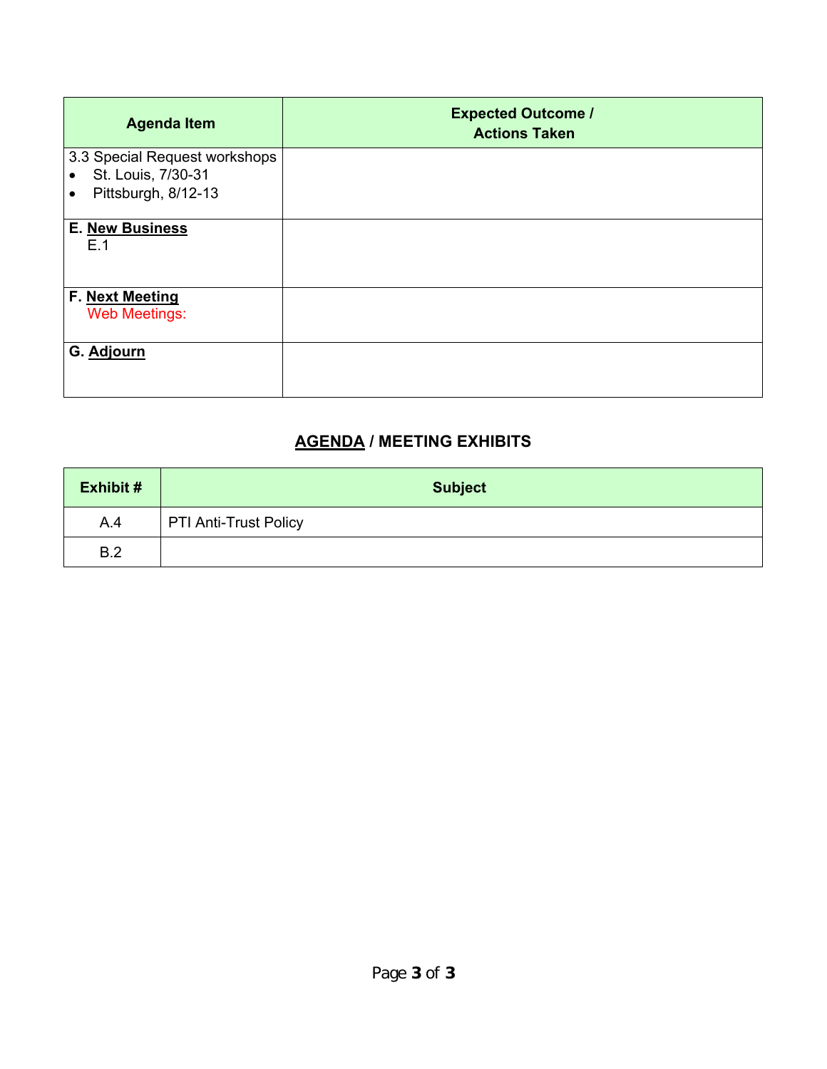| Agenda Item | Expected Outcome / Actions Taken |
| --- | --- |
| 3.3 Special Request workshops<br>• St. Louis, 7/30-31<br>• Pittsburgh, 8/12-13 | |
| **E. New Business**<br>E.1 | |
| **F. Next Meeting**<br>Web Meetings: | |
| **G. Adjourn** | |

## AGENDA / MEETING EXHIBITS

| Exhibit # | Subject |
| --- | --- |
| A.4 | PTI Anti-Trust Policy |
| B.2 | |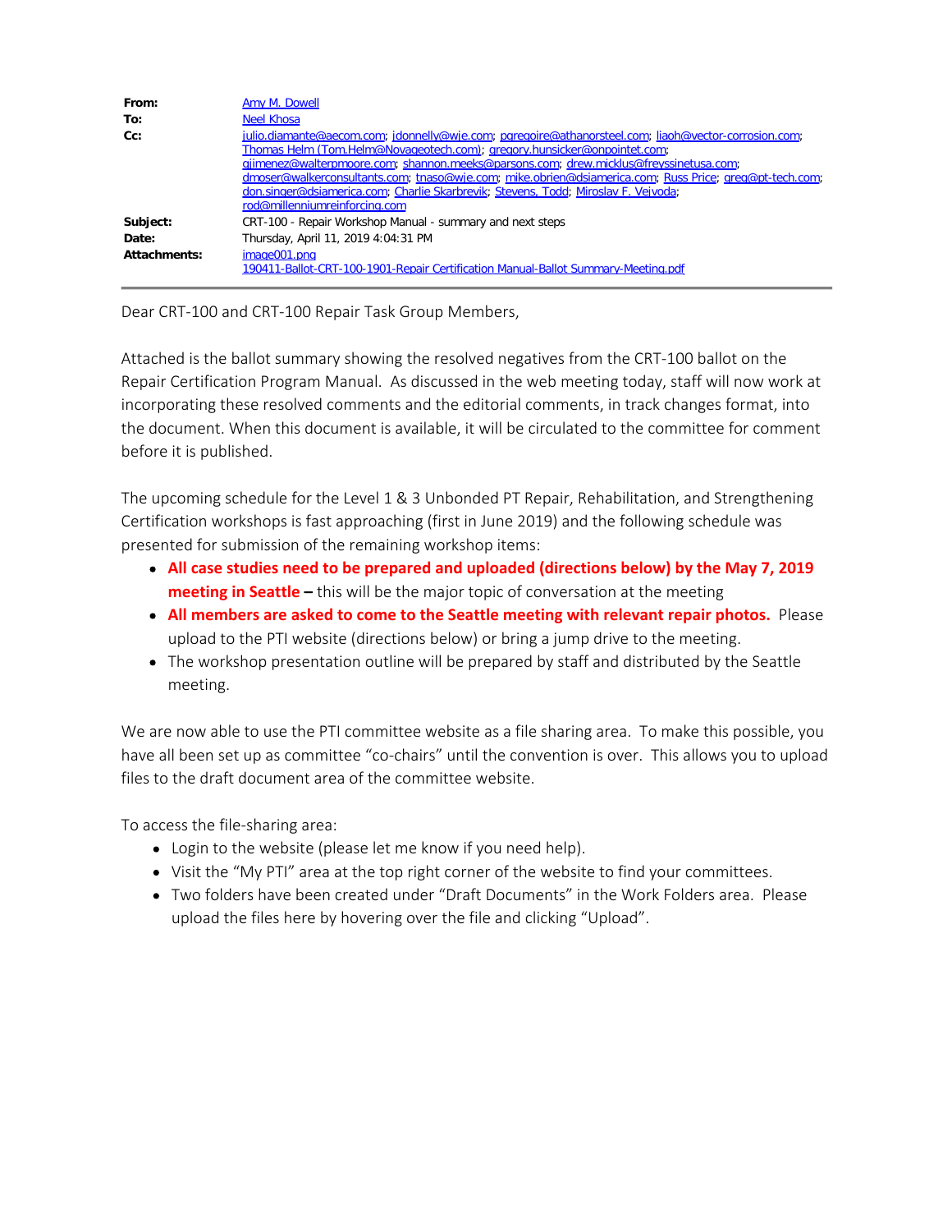**From:** Amy M. Dowell
**To:** Neel Khosa
**Cc:** julio.diamante@aecom.com; jdonnelly@wje.com; pgregoire@athanorsteel.com; liaoh@vector-corrosion.com; Thomas Helm (Tom.Helm@Novageotech.com); gregory.hunsicker@onpointet.com; gjimenez@walterpmoore.com; shannon.meeks@parsons.com; drew.micklus@freyssinetusa.com; dmoser@walkerconsultants.com; tnaso@wje.com; mike.obrien@dsiamerica.com; Russ Price; greg@pt-tech.com; don.singer@dsiamerica.com; Charlie Skarbrevik; Stevens, Todd; Miroslav F. Vejvoda; rod@millenniumreinforcing.com
**Subject:** CRT-100 - Repair Workshop Manual - summary and next steps
**Date:** Thursday, April 11, 2019 4:04:31 PM
**Attachments:** image001.png
190411-Ballot-CRT-100-1901-Repair Certification Manual-Ballot Summary-Meeting.pdf

---

Dear CRT-100 and CRT-100 Repair Task Group Members,

Attached is the ballot summary showing the resolved negatives from the CRT-100 ballot on the Repair Certification Program Manual. As discussed in the web meeting today, staff will now work at incorporating these resolved comments and the editorial comments, in track changes format, into the document. When this document is available, it will be circulated to the committee for comment before it is published.

The upcoming schedule for the Level 1 & 3 Unbonded PT Repair, Rehabilitation, and Strengthening Certification workshops is fast approaching (first in June 2019) and the following schedule was presented for submission of the remaining workshop items:

- **All case studies need to be prepared and uploaded (directions below) by the May 7, 2019 meeting in Seattle –** this will be the major topic of conversation at the meeting
- **All members are asked to come to the Seattle meeting with relevant repair photos.** Please upload to the PTI website (directions below) or bring a jump drive to the meeting.
- The workshop presentation outline will be prepared by staff and distributed by the Seattle meeting.

We are now able to use the PTI committee website as a file sharing area. To make this possible, you have all been set up as committee "co-chairs" until the convention is over. This allows you to upload files to the draft document area of the committee website.

To access the file-sharing area:

- Login to the website (please let me know if you need help).
- Visit the "My PTI" area at the top right corner of the website to find your committees.
- Two folders have been created under "Draft Documents" in the Work Folders area. Please upload the files here by hovering over the file and clicking "Upload".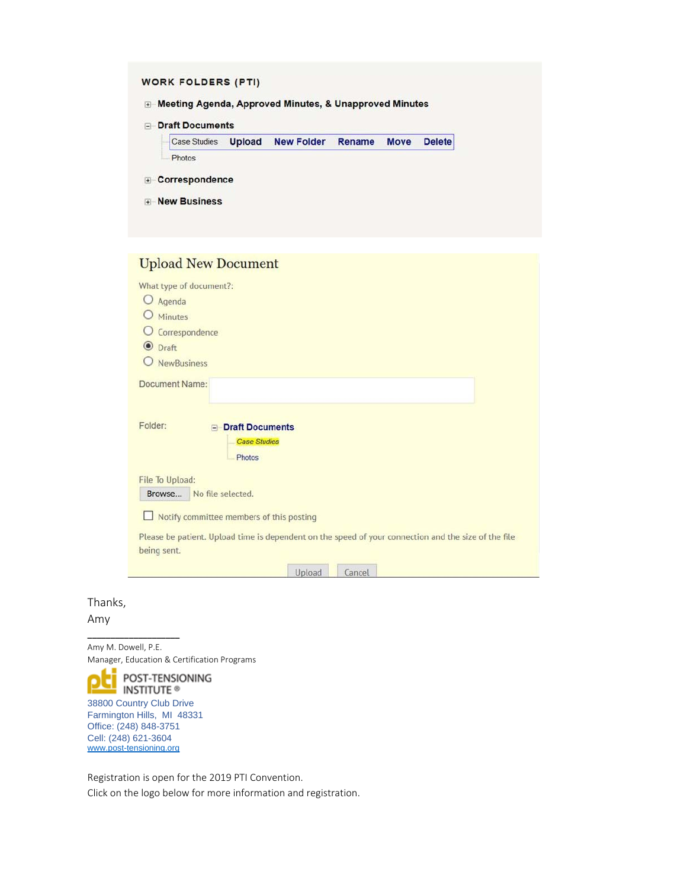**WORK FOLDERS (PTI)**

⊞ **Meeting Agenda, Approved Minutes, & Unapproved Minutes**

⊟ **Draft Documents**

- Case Studies **Upload** **New Folder** **Rename** **Move** **Delete**
- Photos

⊞ **Correspondence**

⊞ **New Business**

## Upload New Document

What type of document?:

- ○ Agenda
- ○ Minutes
- ○ Correspondence
- ◉ Draft
- ○ NewBusiness

Document Name:

Folder: ⊟ **Draft Documents**

- *Case Studies*
- Photos

File To Upload:

Browse... No file selected.

☐ Notify committee members of this posting

Please be patient. Upload time is dependent on the speed of your connection and the size of the file being sent.

Upload Cancel

Thanks,
Amy

________________

Amy M. Dowell, P.E.
Manager, Education & Certification Programs

POST-TENSIONING INSTITUTE®
38800 Country Club Drive
Farmington Hills, MI 48331
Office: (248) 848-3751
Cell: (248) 621-3604
www.post-tensioning.org

Registration is open for the 2019 PTI Convention.
Click on the logo below for more information and registration.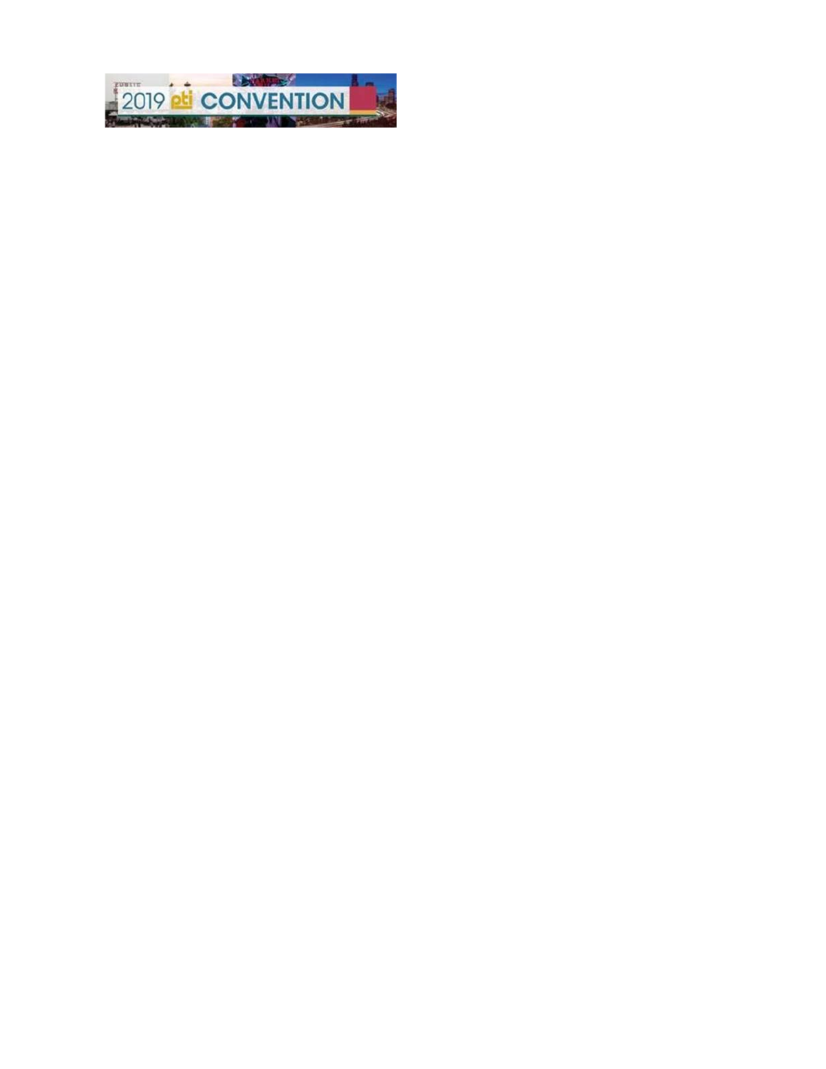2019 pti CONVENTION